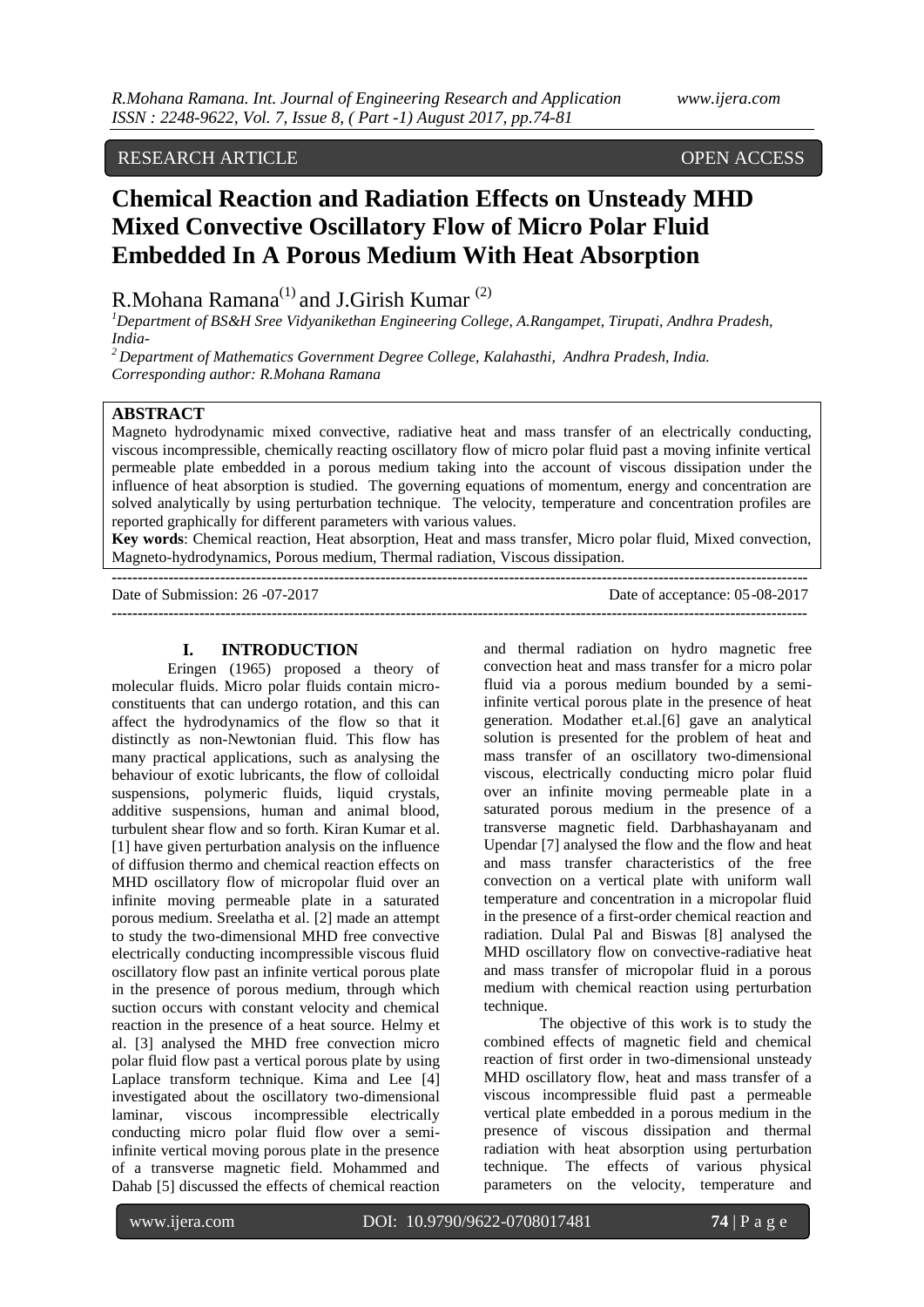RESEARCH ARTICLE OPEN ACCESS

# Chemical Reaction and Radiation Effects on Unsteady MHD Mixed Convective Oscillatory Flow of Micro Polar Fluid Embedded In A Porous Medium With Heat Absorption

R.Mohana Ramana[(1)] and J.Girish Kumar [(2)]

[1]Department of BS&H Sree Vidyanikethan Engineering College, A.Rangampet, Tirupati, Andhra Pradesh, India-

[2]Department of Mathematics Government Degree College, Kalahasthi, Andhra Pradesh, India.

Corresponding author: R.Mohana Ramana

## ABSTRACT

Magneto hydrodynamic mixed convective, radiative heat and mass transfer of an electrically conducting, viscous incompressible, chemically reacting oscillatory flow of micro polar fluid past a moving infinite vertical permeable plate embedded in a porous medium taking into the account of viscous dissipation under the influence of heat absorption is studied. The governing equations of momentum, energy and concentration are solved analytically by using perturbation technique. The velocity, temperature and concentration profiles are reported graphically for different parameters with various values.

**Key words**: Chemical reaction, Heat absorption, Heat and mass transfer, Micro polar fluid, Mixed convection, Magneto-hydrodynamics, Porous medium, Thermal radiation, Viscous dissipation.

---

Date of Submission: 26 -07-2017 Date of acceptance: 05-08-2017

---

## I. INTRODUCTION

Eringen (1965) proposed a theory of molecular fluids. Micro polar fluids contain micro-constituents that can undergo rotation, and this can affect the hydrodynamics of the flow so that it distinctly as non-Newtonian fluid. This flow has many practical applications, such as analysing the behaviour of exotic lubricants, the flow of colloidal suspensions, polymeric fluids, liquid crystals, additive suspensions, human and animal blood, turbulent shear flow and so forth. Kiran Kumar et al. [1] have given perturbation analysis on the influence of diffusion thermo and chemical reaction effects on MHD oscillatory flow of micropolar fluid over an infinite moving permeable plate in a saturated porous medium. Sreelatha et al. [2] made an attempt to study the two-dimensional MHD free convective electrically conducting incompressible viscous fluid oscillatory flow past an infinite vertical porous plate in the presence of porous medium, through which suction occurs with constant velocity and chemical reaction in the presence of a heat source. Helmy et al. [3] analysed the MHD free convection micro polar fluid flow past a vertical porous plate by using Laplace transform technique. Kima and Lee [4] investigated about the oscillatory two-dimensional laminar, viscous incompressible electrically conducting micro polar fluid flow over a semi-infinite vertical moving porous plate in the presence of a transverse magnetic field. Mohammed and Dahab [5] discussed the effects of chemical reaction and thermal radiation on hydro magnetic free convection heat and mass transfer for a micro polar fluid via a porous medium bounded by a semi-infinite vertical porous plate in the presence of heat generation. Modather et.al.[6] gave an analytical solution is presented for the problem of heat and mass transfer of an oscillatory two-dimensional viscous, electrically conducting micro polar fluid over an infinite moving permeable plate in a saturated porous medium in the presence of a transverse magnetic field. Darbhashayanam and Upendar [7] analysed the flow and the flow and heat and mass transfer characteristics of the free convection on a vertical plate with uniform wall temperature and concentration in a micropolar fluid in the presence of a first-order chemical reaction and radiation. Dulal Pal and Biswas [8] analysed the MHD oscillatory flow on convective-radiative heat and mass transfer of micropolar fluid in a porous medium with chemical reaction using perturbation technique.

The objective of this work is to study the combined effects of magnetic field and chemical reaction of first order in two-dimensional unsteady MHD oscillatory flow, heat and mass transfer of a viscous incompressible fluid past a permeable vertical plate embedded in a porous medium in the presence of viscous dissipation and thermal radiation with heat absorption using perturbation technique. The effects of various physical parameters on the velocity, temperature and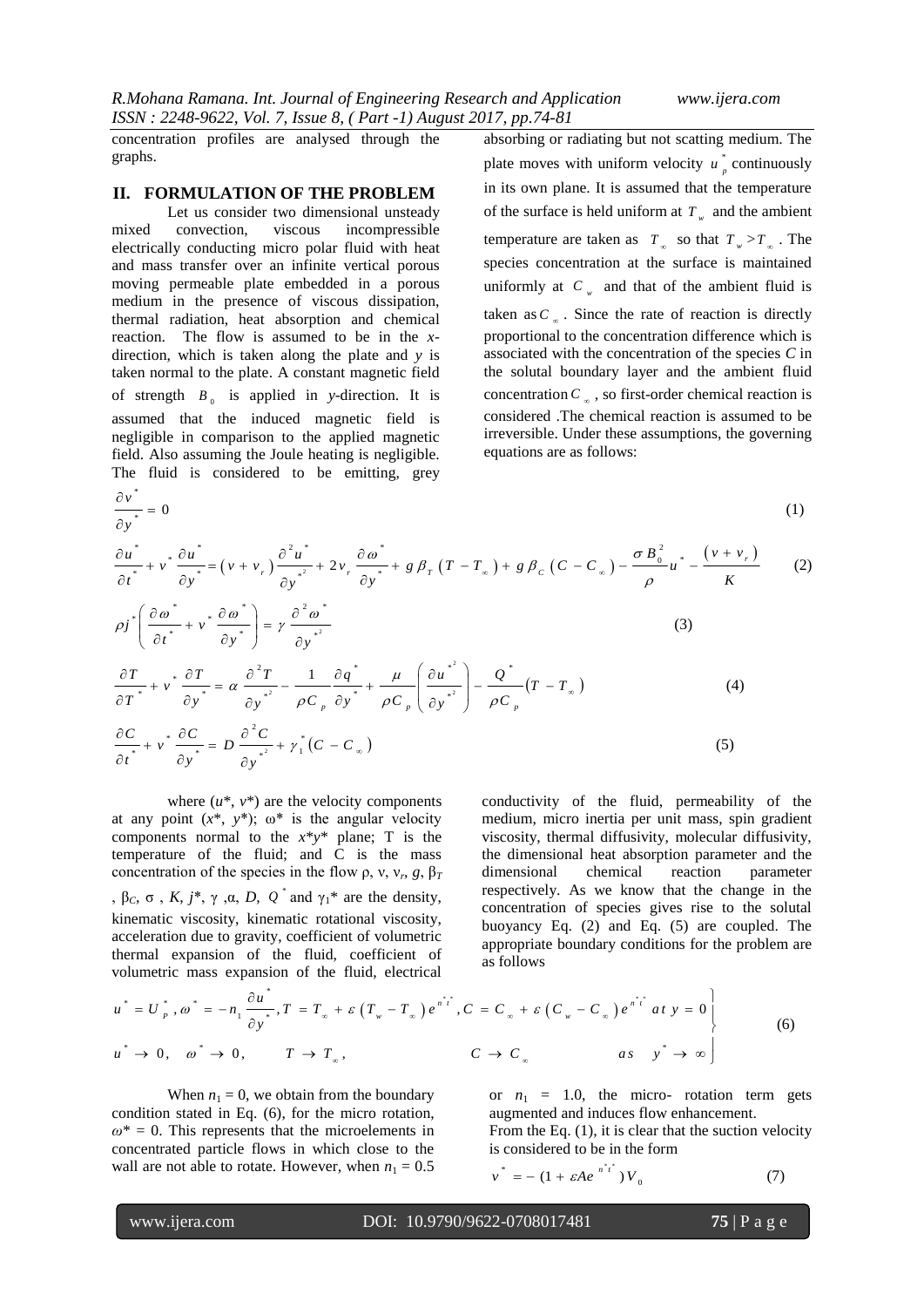concentration profiles are analysed through the graphs.

## II. FORMULATION OF THE PROBLEM

Let us consider two dimensional unsteady mixed convection, viscous incompressible electrically conducting micro polar fluid with heat and mass transfer over an infinite vertical porous moving permeable plate embedded in a porous medium in the presence of viscous dissipation, thermal radiation, heat absorption and chemical reaction. The flow is assumed to be in the *x*-direction, which is taken along the plate and *y* is taken normal to the plate. A constant magnetic field of strength $B_0$ is applied in *y*-direction. It is assumed that the induced magnetic field is negligible in comparison to the applied magnetic field. Also assuming the Joule heating is negligible. The fluid is considered to be emitting, grey absorbing or radiating but not scattering medium. The plate moves with uniform velocity $u_p^*$ continuously in its own plane. It is assumed that the temperature of the surface is held uniform at $T_w$ and the ambient temperature are taken as $T_\infty$ so that $T_w > T_\infty$. The species concentration at the surface is maintained uniformly at $C_w$ and that of the ambient fluid is taken as $C_\infty$. Since the rate of reaction is directly proportional to the concentration difference which is associated with the concentration of the species *C* in the solutal boundary layer and the ambient fluid concentration $C_\infty$, so first-order chemical reaction is considered .The chemical reaction is assumed to be irreversible. Under these assumptions, the governing equations are as follows:

$$\frac{\partial v^*}{\partial y^*} = 0 \tag{1}$$

$$\frac{\partial u^*}{\partial t^*} + v^* \frac{\partial u^*}{\partial y^*} = (\nu + \nu_r)\frac{\partial^2 u^*}{\partial y^{*2}} + 2\nu_r \frac{\partial \omega^*}{\partial y^*} + g\beta_T (T - T_\infty) + g\beta_C (C - C_\infty) - \frac{\sigma B_0^2}{\rho}u^* - \frac{(\nu + \nu_r)}{K} \tag{2}$$

$$\rho j^* \left( \frac{\partial \omega^*}{\partial t^*} + v^* \frac{\partial \omega^*}{\partial y^*} \right) = \gamma \frac{\partial^2 \omega^*}{\partial y^{*2}} \tag{3}$$

$$\frac{\partial T}{\partial T^*} + v^* \frac{\partial T}{\partial y^*} = \alpha \frac{\partial^2 T}{\partial y^{*2}} - \frac{1}{\rho C_p}\frac{\partial q^*}{\partial y^*} + \frac{\mu}{\rho C_p}\left( \frac{\partial u^{*2}}{\partial y^{*2}} \right) - \frac{Q^*}{\rho C_p}(T - T_\infty) \tag{4}$$

$$\frac{\partial C}{\partial t^*} + v^* \frac{\partial C}{\partial y^*} = D\frac{\partial^2 C}{\partial y^{*2}} + \gamma_1^* (C - C_\infty) \tag{5}$$

where ($u$*, $v$*) are the velocity components at any point ($x$*, $y$*); ω* is the angular velocity components normal to the $x$*$y$* plane; T is the temperature of the fluid; and C is the mass concentration of the species in the flow ρ, ν, $\nu_r$, $g$, $\beta_T$, $\beta_C$, σ , $K$, $j$*, γ ,α, $D$, $Q^*$ and $\gamma_1$* are the density, kinematic viscosity, kinematic rotational viscosity, acceleration due to gravity, coefficient of volumetric thermal expansion of the fluid, coefficient of volumetric mass expansion of the fluid, electrical conductivity of the fluid, permeability of the medium, micro inertia per unit mass, spin gradient viscosity, thermal diffusivity, molecular diffusivity, the dimensional heat absorption parameter and the dimensional chemical reaction parameter respectively. As we know that the change in the concentration of species gives rise to the solutal buoyancy Eq. (2) and Eq. (5) are coupled. The appropriate boundary conditions for the problem are as follows

$$\left.\begin{aligned} & u^* = U_p^*,\ \omega^* = -n_1 \frac{\partial u^*}{\partial y^*},\ T = T_\infty + \varepsilon (T_w - T_\infty) e^{n^* t^*},\ C = C_\infty + \varepsilon (C_w - C_\infty) e^{n^* t^*} \quad at\ y = 0 \\ & u^* \to 0,\quad \omega^* \to 0,\qquad T \to T_\infty,\qquad\qquad C \to C_\infty \qquad\qquad as \quad y^* \to \infty \end{aligned}\right\} \tag{6}$$

When $n_1 = 0$, we obtain from the boundary condition stated in Eq. (6), for the micro rotation, $\omega^* = 0$. This represents that the microelements in concentrated particle flows in which close to the wall are not able to rotate. However, when $n_1 = 0.5$ or $n_1 = 1.0$, the micro- rotation term gets augmented and induces flow enhancement.

From the Eq. (1), it is clear that the suction velocity is considered to be in the form

$$v^* = -(1 + \varepsilon A e^{n^* t^*}) V_0 \tag{7}$$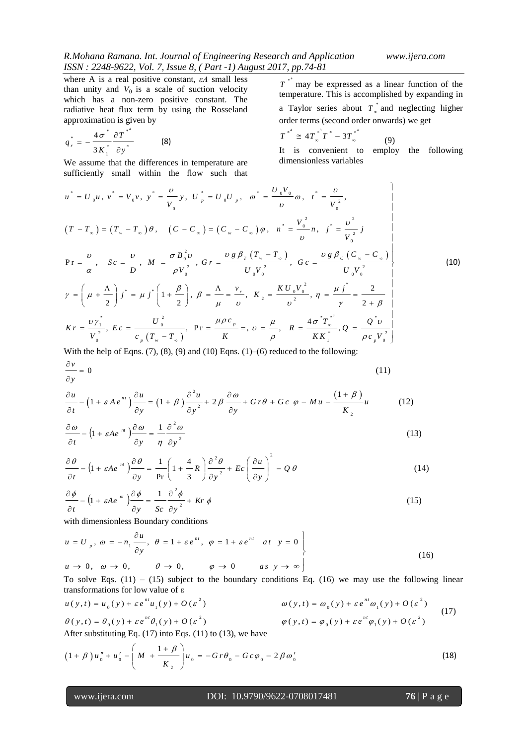where A is a real positive constant, $\varepsilon A$ small less than unity and $V_0$ is a scale of suction velocity which has a non-zero positive constant. The radiative heat flux term by using the Rosseland approximation is given by

$$q_r^* = -\frac{4\sigma^*}{3K_1^*}\frac{\partial T^{*^4}}{\partial y^*} \qquad (8)$$

We assume that the differences in temperature are sufficiently small within the flow such that $T^{*^4}$ may be expressed as a linear function of the temperature. This is accomplished by expanding in a Taylor series about $T_\infty^*$ and neglecting higher order terms (second order onwards) we get

$$T^{*^4} \cong 4T_\infty^{*^3}T^* - 3T_\infty^{*^4} \qquad (9)$$

It is convenient to employ the following dimensionless variables

$$\left.\begin{aligned}
&u^* = U_0 u,\ v^* = V_0 v,\ y^* = \frac{\upsilon}{V_0}y,\ U_p^* = U_0 U_p,\quad \omega^* = \frac{U_0 V_0}{\upsilon}\omega,\ t^* = \frac{\upsilon}{V_0^2},\\
&(T - T_\infty) = (T_w - T_\infty)\theta,\quad (C - C_\infty) = (C_w - C_\infty)\varphi,\ n^* = \frac{V_0^2}{\upsilon}n,\ j^* = \frac{\upsilon^2}{V_0^2}j\\
&\Pr = \frac{\upsilon}{\alpha},\quad Sc = \frac{\upsilon}{D},\ M = \frac{\sigma B_0^2\upsilon}{\rho V_0^2},\ Gr = \frac{\upsilon g\beta_T(T_w - T_\infty)}{U_0 V_0^2},\ Gc = \frac{\upsilon g\beta_C(C_w - C_\infty)}{U_0 V_0^2}\\
&\gamma = \left(\mu + \frac{\Lambda}{2}\right)j^* = \mu j^*\left(1 + \frac{\beta}{2}\right),\ \beta = \frac{\Lambda}{\mu} = \frac{v_r}{\upsilon},\ K_2 = \frac{KU_0V_0^2}{\upsilon^2},\ \eta = \frac{\mu j^*}{\gamma} = \frac{2}{2+\beta}\\
&Kr = \frac{\upsilon\gamma_1^*}{V_0^2},\ Ec = \frac{U_0^2}{c_p(T_w - T_\infty)},\ \Pr = \frac{\mu\rho c_p}{K} =,\ \upsilon = \frac{\mu}{\rho},\quad R = \frac{4\sigma^* T_\infty^{*^3}}{KK_1^*}, Q = \frac{Q^*\upsilon}{\rho c_p V_0^2}
\end{aligned}\right\} \qquad (10)$$

With the help of Eqns. (7), (8), (9) and (10) Eqns. (1)–(6) reduced to the following:

$$\frac{\partial v}{\partial y} = 0 \qquad (11)$$

$$\frac{\partial u}{\partial t} - \left(1 + \varepsilon A e^{nt}\right)\frac{\partial u}{\partial y} = (1+\beta)\frac{\partial^2 u}{\partial y^2} + 2\beta\frac{\partial\omega}{\partial y} + Gr\theta + Gc\ \varphi - Mu - \frac{(1+\beta)}{K_2}u \qquad (12)$$

$$\frac{\partial\omega}{\partial t} - \left(1 + \varepsilon A e^{nt}\right)\frac{\partial\omega}{\partial y} = \frac{1}{\eta}\frac{\partial^2\omega}{\partial y^2} \qquad (13)$$

$$\frac{\partial\theta}{\partial t} - \left(1 + \varepsilon A e^{nt}\right)\frac{\partial\theta}{\partial y} = \frac{1}{\Pr}\left(1 + \frac{4}{3}R\right)\frac{\partial^2\theta}{\partial y^2} + Ec\left(\frac{\partial u}{\partial y}\right)^2 - Q\theta \qquad (14)$$

$$\frac{\partial\phi}{\partial t} - \left(1 + \varepsilon A e^{nt}\right)\frac{\partial\phi}{\partial y} = \frac{1}{Sc}\frac{\partial^2\phi}{\partial y^2} + Kr\ \phi \qquad (15)$$

with dimensionless Boundary conditions

$$\left.\begin{aligned}
&u = U_p,\ \omega = -n_1\frac{\partial u}{\partial y},\ \theta = 1 + \varepsilon e^{nt},\ \varphi = 1 + \varepsilon e^{nt}\quad at\ \ y = 0\\
&u \to 0,\ \ \omega \to 0,\qquad \theta \to 0,\qquad \varphi \to 0\qquad as\ \ y \to \infty
\end{aligned}\right\} \qquad (16)$$

To solve Eqs. (11) – (15) subject to the boundary conditions Eq. (16) we may use the following linear transformations for low value of ε

$$\begin{aligned}
&u(y,t) = u_0(y) + \varepsilon e^{nt}u_1(y) + O(\varepsilon^2) &&\omega(y,t) = \omega_0(y) + \varepsilon e^{nt}\omega_1(y) + O(\varepsilon^2)\\
&\theta(y,t) = \theta_0(y) + \varepsilon e^{nt}\theta_1(y) + O(\varepsilon^2) &&\varphi(y,t) = \varphi_0(y) + \varepsilon e^{nt}\varphi_1(y) + O(\varepsilon^2)
\end{aligned} \qquad (17)$$

After substituting Eq. (17) into Eqs. (11) to (13), we have

$$(1+\beta)u_0'' + u_0' - \left(M + \frac{1+\beta}{K_2}\right)u_0 = -Gr\theta_0 - Gc\varphi_0 - 2\beta\omega_0' \qquad (18)$$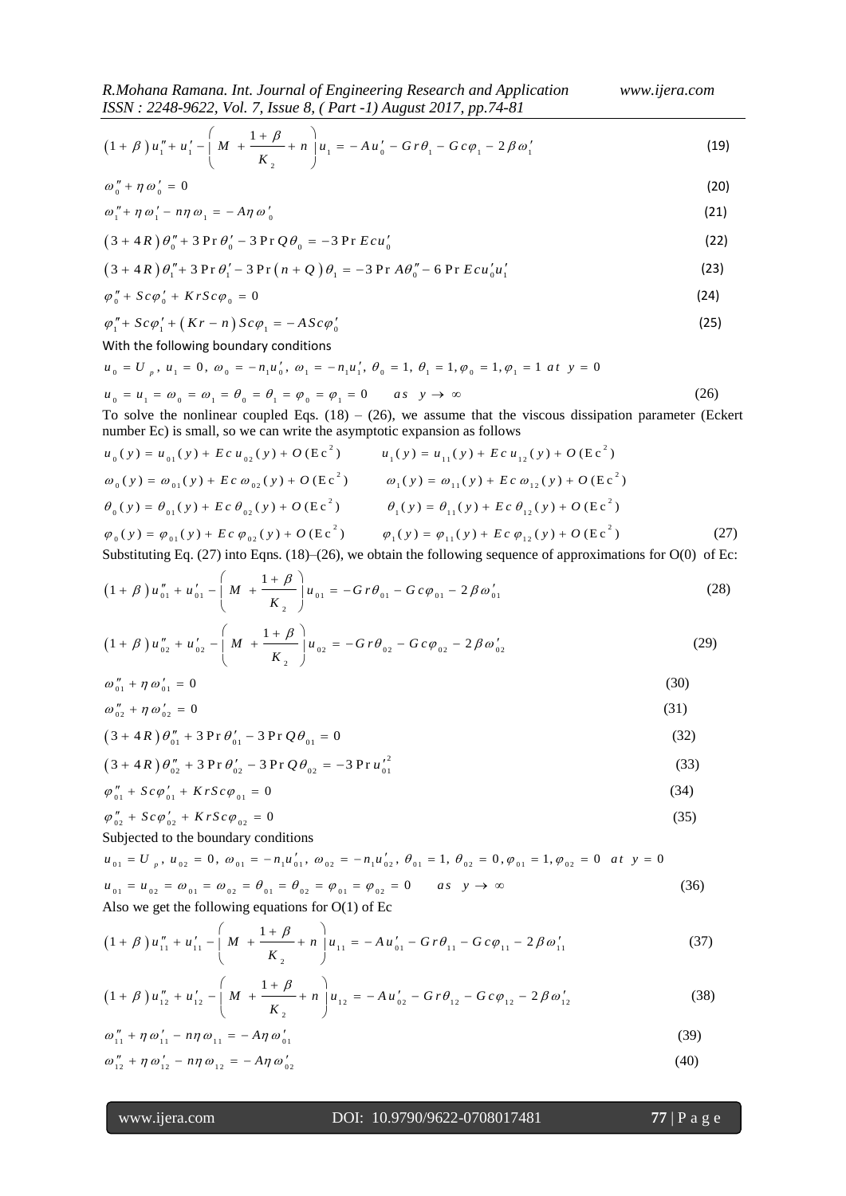$$\left(1+\beta\right)u_1''+u_1'-\left(M+\frac{1+\beta}{K_2}+n\right)u_1=-Au_0'-Gr\theta_1-Gc\varphi_1-2\beta\omega_1' \tag{19}$$

$$\omega_0''+\eta\omega_0'=0 \tag{20}$$

$$\omega_1''+\eta\omega_1'-n\eta\omega_1=-A\eta\omega_0' \tag{21}$$

$$\left(3+4R\right)\theta_0''+3\Pr\theta_0'-3\Pr Q\theta_0=-3\Pr Ecu_0' \tag{22}$$

$$\left(3+4R\right)\theta_1''+3\Pr\theta_1'-3\Pr\left(n+Q\right)\theta_1=-3\Pr A\theta_0''-6\Pr Ecu_0'u_1' \tag{23}$$

$$\varphi_0''+Sc\varphi_0'+KrSc\varphi_0=0 \tag{24}$$

$$\varphi_1''+Sc\varphi_1'+\left(Kr-n\right)Sc\varphi_1=-ASc\varphi_0' \tag{25}$$

With the following boundary conditions

$$u_0=U_p,\ u_1=0,\ \omega_0=-n_1u_0',\ \omega_1=-n_1u_1',\ \theta_0=1,\ \theta_1=1,\varphi_0=1,\varphi_1=1\ \ at\ \ y=0$$

$$u_0=u_1=\omega_0=\omega_1=\theta_0=\theta_1=\varphi_0=\varphi_1=0\qquad as\quad y\to\infty \tag{26}$$

To solve the nonlinear coupled Eqs. (18) – (26), we assume that the viscous dissipation parameter (Eckert number Ec) is small, so we can write the asymptotic expansion as follows

$$u_0(y)=u_{01}(y)+Ec\,u_{02}(y)+O(\mathrm{Ec}^2)\qquad u_1(y)=u_{11}(y)+Ec\,u_{12}(y)+O(\mathrm{Ec}^2)$$

$$\omega_0(y)=\omega_{01}(y)+Ec\,\omega_{02}(y)+O(\mathrm{Ec}^2)\qquad \omega_1(y)=\omega_{11}(y)+Ec\,\omega_{12}(y)+O(\mathrm{Ec}^2)$$

$$\theta_0(y)=\theta_{01}(y)+Ec\,\theta_{02}(y)+O(\mathrm{Ec}^2)\qquad \theta_1(y)=\theta_{11}(y)+Ec\,\theta_{12}(y)+O(\mathrm{Ec}^2)$$

$$\varphi_0(y)=\varphi_{01}(y)+Ec\,\varphi_{02}(y)+O(\mathrm{Ec}^2)\qquad \varphi_1(y)=\varphi_{11}(y)+Ec\,\varphi_{12}(y)+O(\mathrm{Ec}^2) \tag{27}$$

Substituting Eq. (27) into Eqns. (18)–(26), we obtain the following sequence of approximations for O(0) of Ec:

$$\left(1+\beta\right)u_{01}''+u_{01}'-\left(M+\frac{1+\beta}{K_2}\right)u_{01}=-Gr\theta_{01}-Gc\varphi_{01}-2\beta\omega_{01}' \tag{28}$$

$$\left(1+\beta\right)u_{02}''+u_{02}'-\left(M+\frac{1+\beta}{K_2}\right)u_{02}=-Gr\theta_{02}-Gc\varphi_{02}-2\beta\omega_{02}' \tag{29}$$

$$\omega_{01}''+\eta\omega_{01}'=0 \tag{30}$$

$$\omega_{02}''+\eta\omega_{02}'=0 \tag{31}$$

$$\left(3+4R\right)\theta_{01}''+3\Pr\theta_{01}'-3\Pr Q\theta_{01}=0 \tag{32}$$

$$\left(3+4R\right)\theta_{02}''+3\Pr\theta_{02}'-3\Pr Q\theta_{02}=-3\Pr u_{01}'^2 \tag{33}$$

$$\varphi_{01}''+Sc\varphi_{01}'+KrSc\varphi_{01}=0 \tag{34}$$

$$\varphi_{02}''+Sc\varphi_{02}'+KrSc\varphi_{02}=0 \tag{35}$$

Subjected to the boundary conditions

$$u_{01}=U_p,\ u_{02}=0,\ \omega_{01}=-n_1u_{01}',\ \omega_{02}=-n_1u_{02}',\ \theta_{01}=1,\ \theta_{02}=0,\varphi_{01}=1,\varphi_{02}=0\ \ at\ \ y=0$$

$$u_{01}=u_{02}=\omega_{01}=\omega_{02}=\theta_{01}=\theta_{02}=\varphi_{01}=\varphi_{02}=0\qquad as\quad y\to\infty \tag{36}$$

Also we get the following equations for O(1) of Ec

$$\left(1+\beta\right)u_{11}''+u_{11}'-\left(M+\frac{1+\beta}{K_2}+n\right)u_{11}=-Au_{01}'-Gr\theta_{11}-Gc\varphi_{11}-2\beta\omega_{11}' \tag{37}$$

$$\left(1+\beta\right)u_{12}''+u_{12}'-\left(M+\frac{1+\beta}{K_2}+n\right)u_{12}=-Au_{02}'-Gr\theta_{12}-Gc\varphi_{12}-2\beta\omega_{12}' \tag{38}$$

$$\omega_{11}''+\eta\omega_{11}'-n\eta\omega_{11}=-A\eta\omega_{01}' \tag{39}$$

$$\omega_{12}''+\eta\omega_{12}'-n\eta\omega_{12}=-A\eta\omega_{02}' \tag{40}$$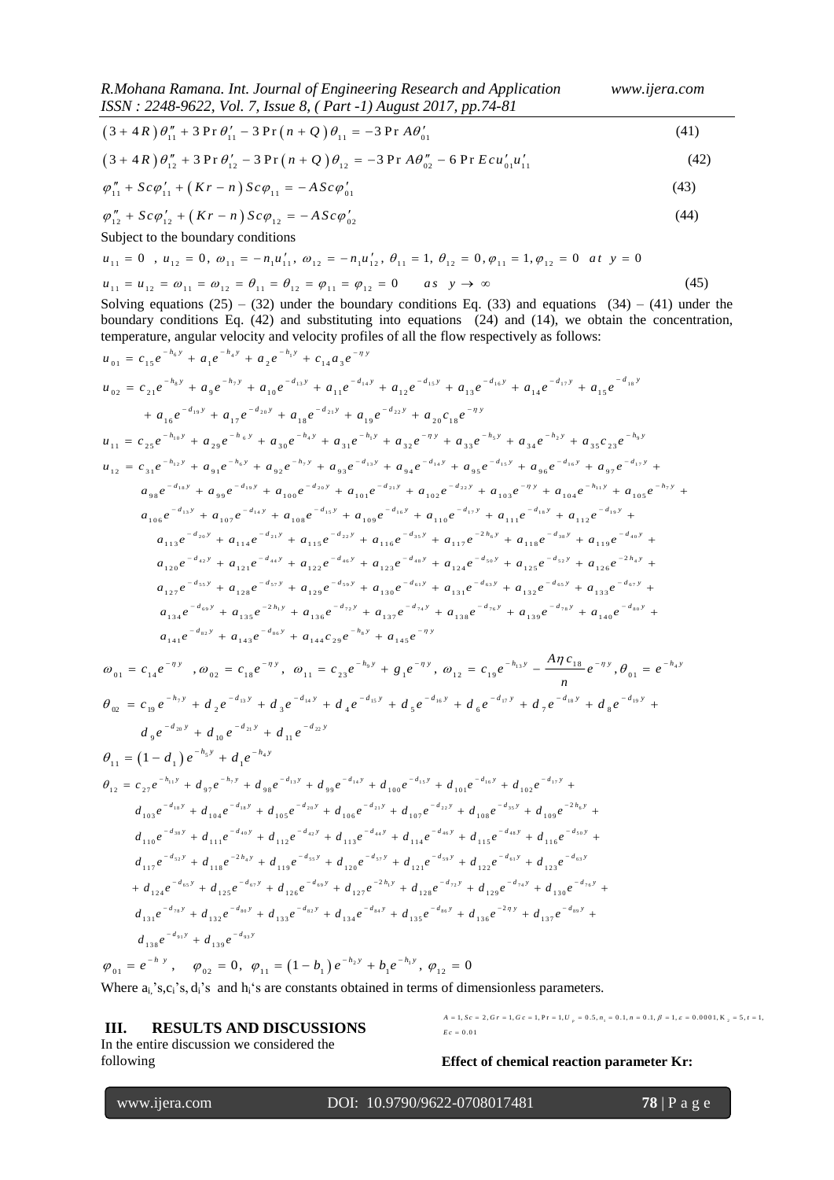$$\left(3+4R\right)\theta_{11}''+3\Pr\theta_{11}'-3\Pr\left(n+Q\right)\theta_{11}=-3\Pr A\theta_{01}' \tag{41}$$

$$\left(3+4R\right)\theta_{12}''+3\Pr\theta_{12}'-3\Pr\left(n+Q\right)\theta_{12}=-3\Pr A\theta_{02}''-6\Pr Ecu_{01}'u_{11}' \tag{42}$$

$$\varphi_{11}''+Sc\varphi_{11}'+\left(Kr-n\right)Sc\varphi_{11}=-ASc\varphi_{01}' \tag{43}$$

$$\varphi_{12}''+Sc\varphi_{12}'+\left(Kr-n\right)Sc\varphi_{12}=-ASc\varphi_{02}' \tag{44}$$

Subject to the boundary conditions

$$u_{11}=0\ ,\ u_{12}=0,\ \omega_{11}=-n_1u_{11}',\ \omega_{12}=-n_1u_{12}',\ \theta_{11}=1,\ \theta_{12}=0,\varphi_{11}=1,\varphi_{12}=0\quad at\ \ y=0$$

$$u_{11}=u_{12}=\omega_{11}=\omega_{12}=\theta_{11}=\theta_{12}=\varphi_{11}=\varphi_{12}=0\qquad as\ \ y\to\infty \tag{45}$$

Solving equations (25) – (32) under the boundary conditions Eq. (33) and equations (34) – (41) under the boundary conditions Eq. (42) and substituting into equations (24) and (14), we obtain the concentration, temperature, angular velocity and velocity profiles of all the flow respectively as follows:

$$u_{01}=c_{15}e^{-h_6y}+a_1e^{-h_4y}+a_2e^{-h_1y}+c_{14}a_3e^{-\eta y}$$

$$u_{02}=c_{21}e^{-h_8y}+a_9e^{-h_7y}+a_{10}e^{-d_{13}y}+a_{11}e^{-d_{14}y}+a_{12}e^{-d_{15}y}+a_{13}e^{-d_{16}y}+a_{14}e^{-d_{17}y}+a_{15}e^{-d_{18}y}$$
$$+a_{16}e^{-d_{19}y}+a_{17}e^{-d_{20}y}+a_{18}e^{-d_{21}y}+a_{19}e^{-d_{22}y}+a_{20}c_{18}e^{-\eta y}$$

$$u_{11}=c_{25}e^{-h_{10}y}+a_{29}e^{-h_6y}+a_{30}e^{-h_4y}+a_{31}e^{-h_1y}+a_{32}e^{-\eta y}+a_{33}e^{-h_5y}+a_{34}e^{-h_2y}+a_{35}c_{23}e^{-h_9y}$$

$$u_{12}=c_{31}e^{-h_{12}y}+a_{91}e^{-h_6y}+a_{92}e^{-h_7y}+a_{93}e^{-d_{13}y}+a_{94}e^{-d_{14}y}+a_{95}e^{-d_{15}y}+a_{96}e^{-d_{16}y}+a_{97}e^{-d_{17}y}+$$
$$a_{98}e^{-d_{18}y}+a_{99}e^{-d_{19}y}+a_{100}e^{-d_{20}y}+a_{101}e^{-d_{21}y}+a_{102}e^{-d_{22}y}+a_{103}e^{-\eta y}+a_{104}e^{-h_{11}y}+a_{105}e^{-h_7y}+$$
$$a_{106}e^{-d_{13}y}+a_{107}e^{-d_{14}y}+a_{108}e^{-d_{15}y}+a_{109}e^{-d_{16}y}+a_{110}e^{-d_{17}y}+a_{111}e^{-d_{18}y}+a_{112}e^{-d_{19}y}+$$
$$a_{113}e^{-d_{20}y}+a_{114}e^{-d_{21}y}+a_{115}e^{-d_{22}y}+a_{116}e^{-d_{35}y}+a_{117}e^{-2h_6y}+a_{118}e^{-d_{38}y}+a_{119}e^{-d_{40}y}+$$
$$a_{120}e^{-d_{42}y}+a_{121}e^{-d_{44}y}+a_{122}e^{-d_{46}y}+a_{123}e^{-d_{48}y}+a_{124}e^{-d_{50}y}+a_{125}e^{-d_{52}y}+a_{126}e^{-2h_4y}+$$
$$a_{127}e^{-d_{55}y}+a_{128}e^{-d_{57}y}+a_{129}e^{-d_{59}y}+a_{130}e^{-d_{61}y}+a_{131}e^{-d_{63}y}+a_{132}e^{-d_{65}y}+a_{133}e^{-d_{67}y}+$$
$$a_{134}e^{-d_{69}y}+a_{135}e^{-2h_1y}+a_{136}e^{-d_{72}y}+a_{137}e^{-d_{74}y}+a_{138}e^{-d_{76}y}+a_{139}e^{-d_{78}y}+a_{140}e^{-d_{80}y}+$$
$$a_{141}e^{-d_{82}y}+a_{143}e^{-d_{86}y}+a_{144}c_{29}e^{-h_8y}+a_{145}e^{-\eta y}$$

$$\omega_{01}=c_{14}e^{-\eta y}\ \ ,\omega_{02}=c_{18}e^{-\eta y},\ \ \omega_{11}=c_{23}e^{-h_9y}+g_1e^{-\eta y},\ \omega_{12}=c_{19}e^{-h_{13}y}-\frac{A\eta c_{18}}{n}e^{-\eta y},\theta_{01}=e^{-h_4y}$$

$$\theta_{02}=c_{19}e^{-h_7y}+d_2e^{-d_{13}y}+d_3e^{-d_{14}y}+d_4e^{-d_{15}y}+d_5e^{-d_{16}y}+d_6e^{-d_{17}y}+d_7e^{-d_{18}y}+d_8e^{-d_{19}y}+$$
$$d_9e^{-d_{20}y}+d_{10}e^{-d_{21}y}+d_{11}e^{-d_{22}y}$$

$$\theta_{11}=\left(1-d_1\right)e^{-h_5y}+d_1e^{-h_4y}$$

$$\theta_{12}=c_{27}e^{-h_{11}y}+d_{97}e^{-h_7y}+d_{98}e^{-d_{13}y}+d_{99}e^{-d_{14}y}+d_{100}e^{-d_{15}y}+d_{101}e^{-d_{16}y}+d_{102}e^{-d_{17}y}+$$
$$d_{103}e^{-d_{18}y}+d_{104}e^{-d_{18}y}+d_{105}e^{-d_{20}y}+d_{106}e^{-d_{21}y}+d_{107}e^{-d_{22}y}+d_{108}e^{-d_{35}y}+d_{109}e^{-2h_6y}+$$
$$d_{110}e^{-d_{38}y}+d_{111}e^{-d_{40}y}+d_{112}e^{-d_{42}y}+d_{113}e^{-d_{44}y}+d_{114}e^{-d_{46}y}+d_{115}e^{-d_{48}y}+d_{116}e^{-d_{50}y}+$$
$$d_{117}e^{-d_{52}y}+d_{118}e^{-2h_4y}+d_{119}e^{-d_{55}y}+d_{120}e^{-d_{57}y}+d_{121}e^{-d_{59}y}+d_{122}e^{-d_{61}y}+d_{123}e^{-d_{63}y}$$
$$+d_{124}e^{-d_{65}y}+d_{125}e^{-d_{67}y}+d_{126}e^{-d_{69}y}+d_{127}e^{-2h_1y}+d_{128}e^{-d_{72}y}+d_{129}e^{-d_{74}y}+d_{130}e^{-d_{76}y}+$$
$$d_{131}e^{-d_{78}y}+d_{132}e^{-d_{80}y}+d_{133}e^{-d_{82}y}+d_{134}e^{-d_{84}y}+d_{135}e^{-d_{86}y}+d_{136}e^{-2\eta y}+d_{137}e^{-d_{89}y}+$$
$$d_{138}e^{-d_{91}y}+d_{139}e^{-d_{93}y}$$

$$\varphi_{01}=e^{-h\ y},\quad \varphi_{02}=0,\ \varphi_{11}=\left(1-b_1\right)e^{-h_2y}+b_1e^{-h_1y},\ \varphi_{12}=0$$

Where $a_i$'s, $c_i$'s, $d_i$'s and $h_i$'s are constants obtained in terms of dimensionless parameters.

## III. RESULTS AND DISCUSSIONS

In the entire discussion we considered the following $A=1, Sc=2, Gr=1, Gc=1, \Pr=1, U_p=0.5, n_1=0.1, n=0.1, \beta=1, \varepsilon=0.0001, K_2=5, t=1, Ec=0.01$

**Effect of chemical reaction parameter Kr:**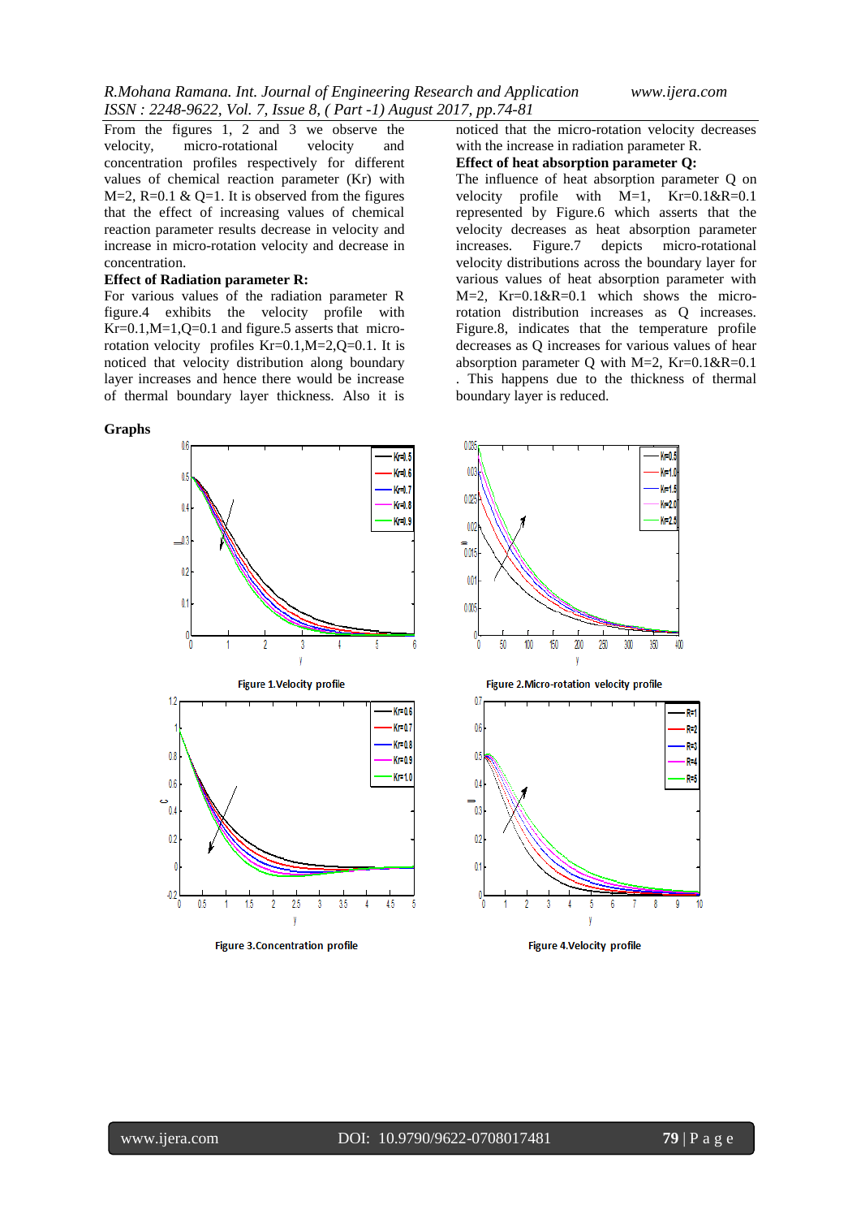From the figures 1, 2 and 3 we observe the velocity, micro-rotational velocity and concentration profiles respectively for different values of chemical reaction parameter (Kr) with M=2, R=0.1 & Q=1. It is observed from the figures that the effect of increasing values of chemical reaction parameter results decrease in velocity and increase in micro-rotation velocity and decrease in concentration.

**Effect of Radiation parameter R:**

For various values of the radiation parameter R figure.4 exhibits the velocity profile with Kr=0.1,M=1,Q=0.1 and figure.5 asserts that micro-rotation velocity profiles Kr=0.1,M=2,Q=0.1. It is noticed that velocity distribution along boundary layer increases and hence there would be increase of thermal boundary layer thickness. Also it is noticed that the micro-rotation velocity decreases with the increase in radiation parameter R.

**Effect of heat absorption parameter Q:**

The influence of heat absorption parameter Q on velocity profile with M=1, Kr=0.1&R=0.1 represented by Figure.6 which asserts that the velocity decreases as heat absorption parameter increases. Figure.7 depicts micro-rotational velocity distributions across the boundary layer for various values of heat absorption parameter with M=2, Kr=0.1&R=0.1 which shows the micro-rotation distribution increases as Q increases. Figure.8, indicates that the temperature profile decreases as Q increases for various values of hear absorption parameter Q with M=2, Kr=0.1&R=0.1 . This happens due to the thickness of thermal boundary layer is reduced.

**Graphs**

Figure 1.Velocity profile

Figure 2.Micro-rotation velocity profile

Figure 3.Concentration profile

Figure 4.Velocity profile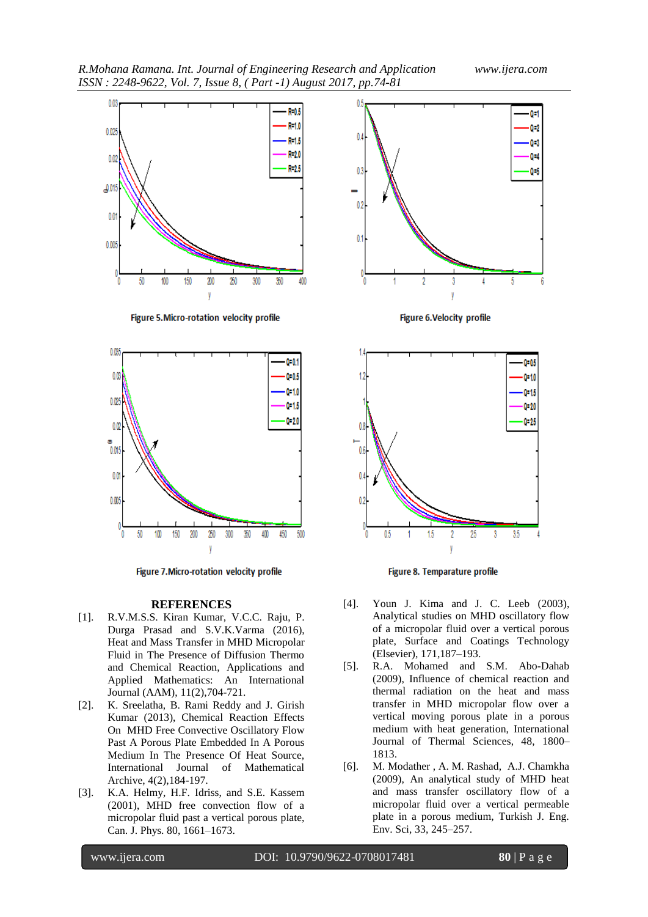Figure 5.Micro-rotation velocity profile

Figure 6.Velocity profile

Figure 7.Micro-rotation velocity profile

Figure 8. Temparature profile

## REFERENCES

[1]. R.V.M.S.S. Kiran Kumar, V.C.C. Raju, P. Durga Prasad and S.V.K.Varma (2016), Heat and Mass Transfer in MHD Micropolar Fluid in The Presence of Diffusion Thermo and Chemical Reaction, Applications and Applied Mathematics: An International Journal (AAM), 11(2),704-721.

[2]. K. Sreelatha, B. Rami Reddy and J. Girish Kumar (2013), Chemical Reaction Effects On MHD Free Convective Oscillatory Flow Past A Porous Plate Embedded In A Porous Medium In The Presence Of Heat Source, International Journal of Mathematical Archive, 4(2),184-197.

[3]. K.A. Helmy, H.F. Idriss, and S.E. Kassem (2001), MHD free convection flow of a micropolar fluid past a vertical porous plate, Can. J. Phys. 80, 1661–1673.

[4]. Youn J. Kima and J. C. Leeb (2003), Analytical studies on MHD oscillatory flow of a micropolar fluid over a vertical porous plate, Surface and Coatings Technology (Elsevier), 171,187–193.

[5]. R.A. Mohamed and S.M. Abo-Dahab (2009), Influence of chemical reaction and thermal radiation on the heat and mass transfer in MHD micropolar flow over a vertical moving porous plate in a porous medium with heat generation, International Journal of Thermal Sciences, 48, 1800–1813.

[6]. M. Modather , A. M. Rashad, A.J. Chamkha (2009), An analytical study of MHD heat and mass transfer oscillatory flow of a micropolar fluid over a vertical permeable plate in a porous medium, Turkish J. Eng. Env. Sci, 33, 245–257.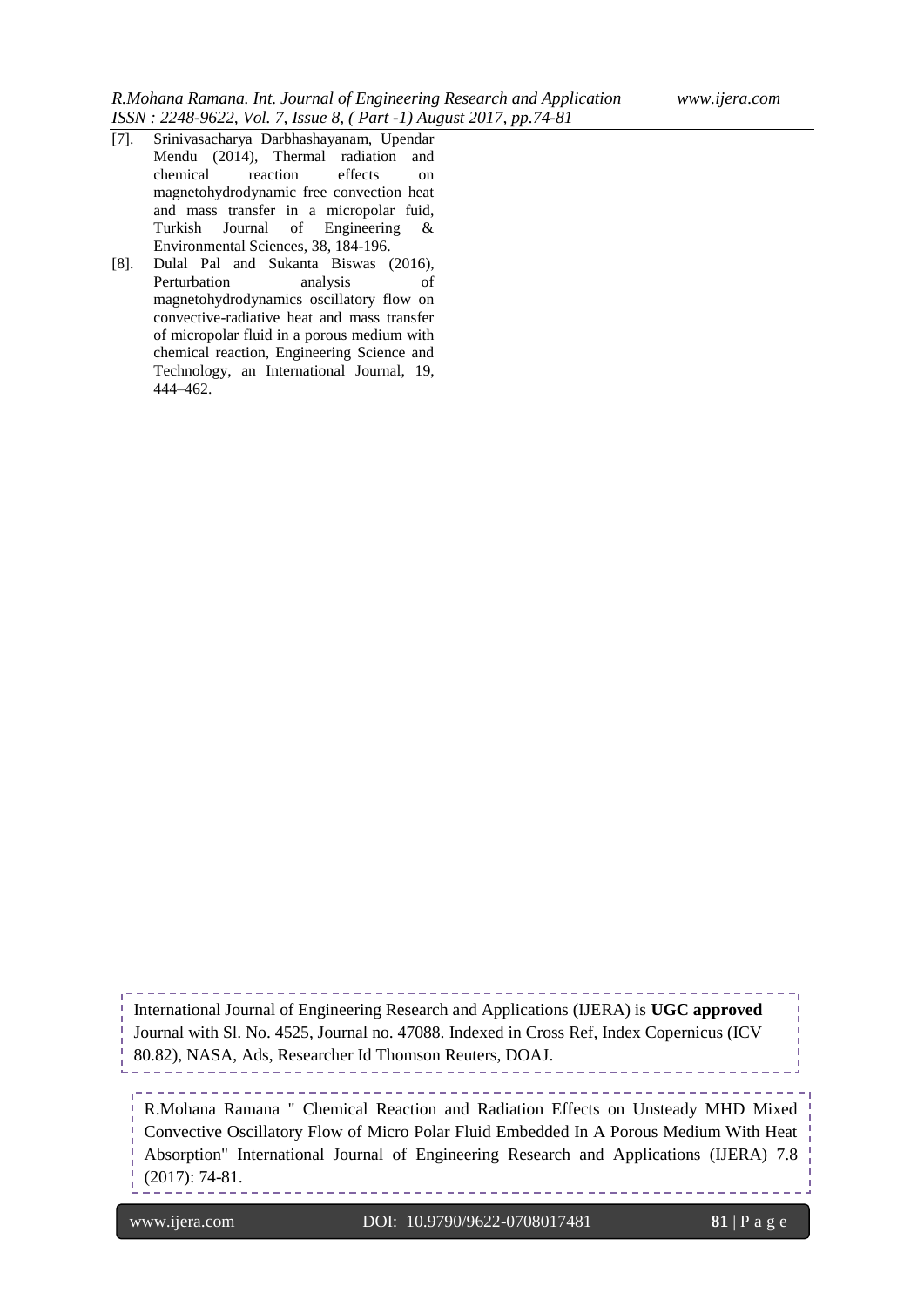[7]. Srinivasacharya Darbhashayanam, Upendar Mendu (2014), Thermal radiation and chemical reaction effects on magnetohydrodynamic free convection heat and mass transfer in a micropolar fuid, Turkish Journal of Engineering & Environmental Sciences, 38, 184-196.

[8]. Dulal Pal and Sukanta Biswas (2016), Perturbation analysis of magnetohydrodynamics oscillatory flow on convective-radiative heat and mass transfer of micropolar fluid in a porous medium with chemical reaction, Engineering Science and Technology, an International Journal, 19, 444–462.

International Journal of Engineering Research and Applications (IJERA) is **UGC approved** Journal with Sl. No. 4525, Journal no. 47088. Indexed in Cross Ref, Index Copernicus (ICV 80.82), NASA, Ads, Researcher Id Thomson Reuters, DOAJ.

R.Mohana Ramana " Chemical Reaction and Radiation Effects on Unsteady MHD Mixed Convective Oscillatory Flow of Micro Polar Fluid Embedded In A Porous Medium With Heat Absorption" International Journal of Engineering Research and Applications (IJERA) 7.8 (2017): 74-81.